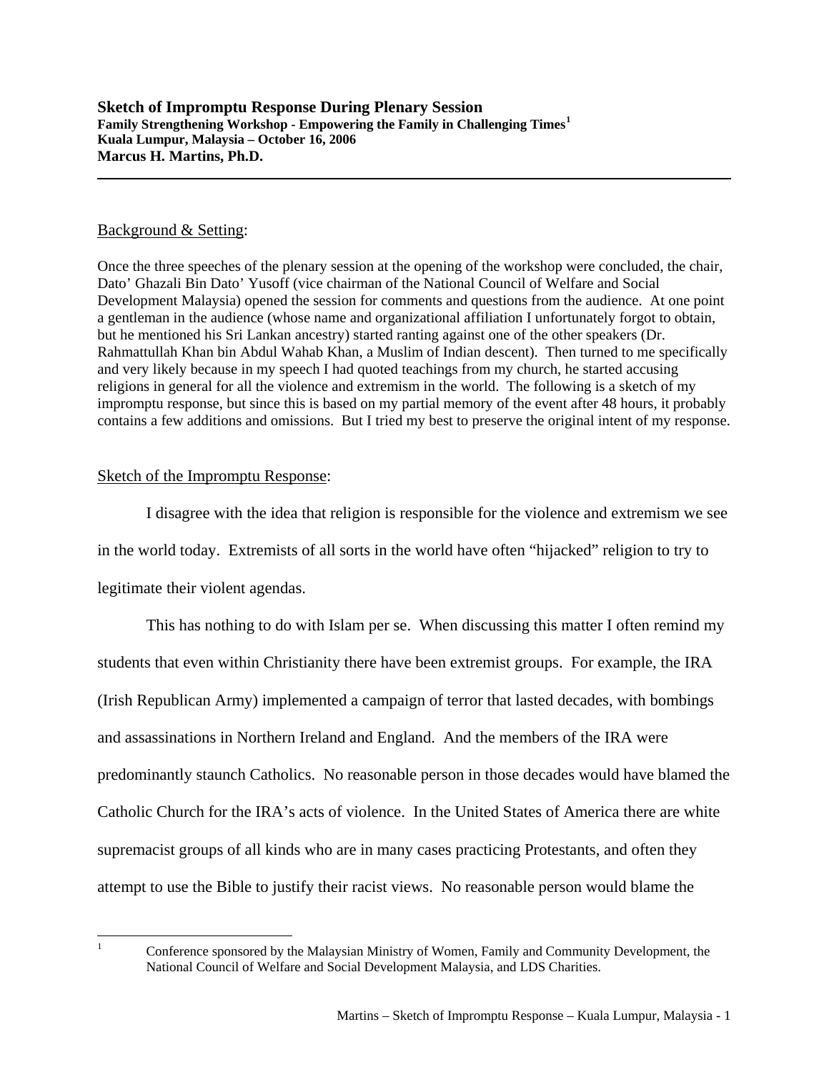**Sketch of Impromptu Response During Plenary Session**
**Family Strengthening Workshop - Empowering the Family in Challenging Times**[1]
**Kuala Lumpur, Malaysia – October 16, 2006**
**Marcus H. Martins, Ph.D.**

---

## Background & Setting:

Once the three speeches of the plenary session at the opening of the workshop were concluded, the chair, Dato' Ghazali Bin Dato' Yusoff (vice chairman of the National Council of Welfare and Social Development Malaysia) opened the session for comments and questions from the audience. At one point a gentleman in the audience (whose name and organizational affiliation I unfortunately forgot to obtain, but he mentioned his Sri Lankan ancestry) started ranting against one of the other speakers (Dr. Rahmattullah Khan bin Abdul Wahab Khan, a Muslim of Indian descent). Then turned to me specifically and very likely because in my speech I had quoted teachings from my church, he started accusing religions in general for all the violence and extremism in the world. The following is a sketch of my impromptu response, but since this is based on my partial memory of the event after 48 hours, it probably contains a few additions and omissions. But I tried my best to preserve the original intent of my response.

## Sketch of the Impromptu Response:

I disagree with the idea that religion is responsible for the violence and extremism we see in the world today. Extremists of all sorts in the world have often "hijacked" religion to try to legitimate their violent agendas.

This has nothing to do with Islam per se. When discussing this matter I often remind my students that even within Christianity there have been extremist groups. For example, the IRA (Irish Republican Army) implemented a campaign of terror that lasted decades, with bombings and assassinations in Northern Ireland and England. And the members of the IRA were predominantly staunch Catholics. No reasonable person in those decades would have blamed the Catholic Church for the IRA's acts of violence. In the United States of America there are white supremacist groups of all kinds who are in many cases practicing Protestants, and often they attempt to use the Bible to justify their racist views. No reasonable person would blame the

---

[1] Conference sponsored by the Malaysian Ministry of Women, Family and Community Development, the National Council of Welfare and Social Development Malaysia, and LDS Charities.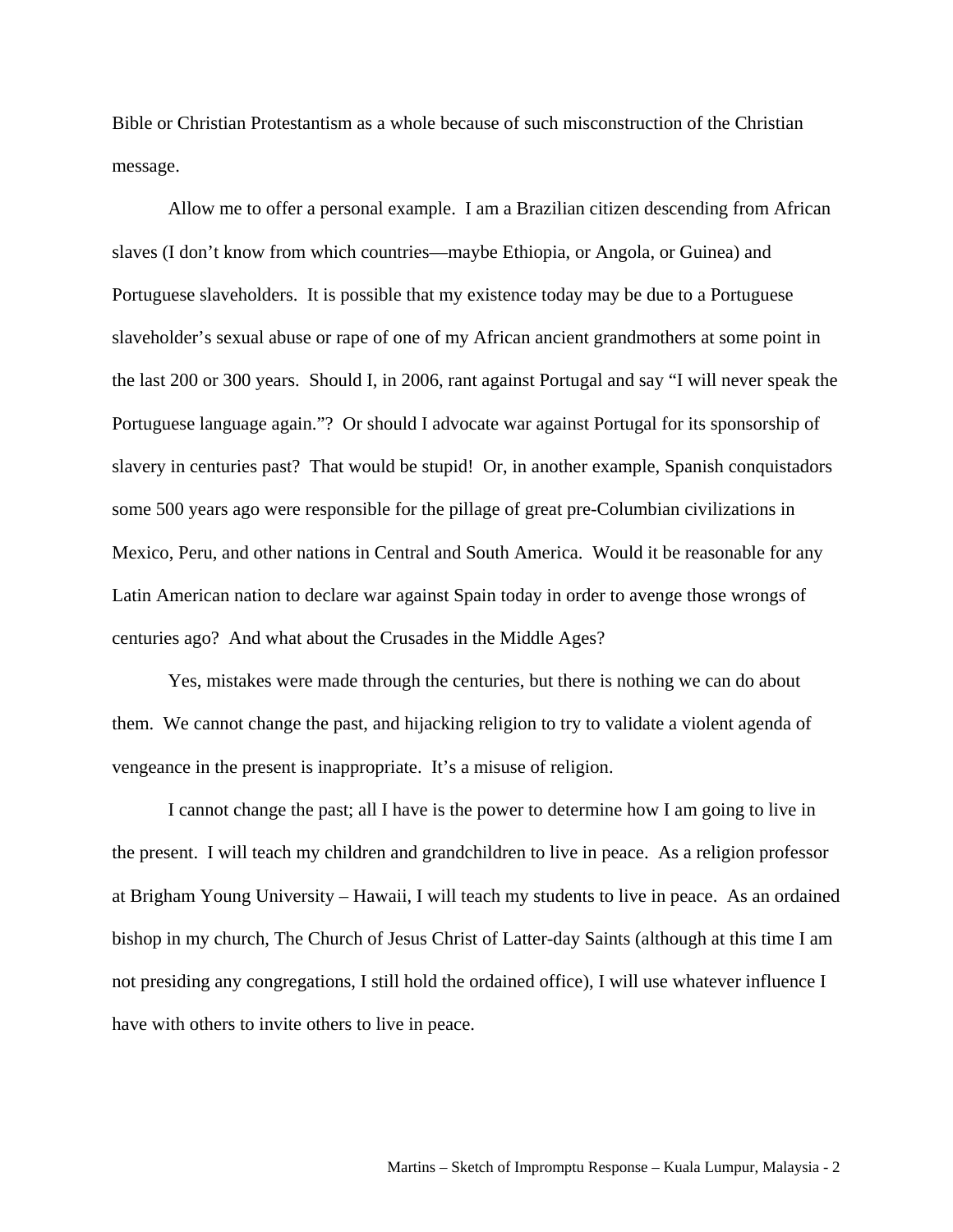Bible or Christian Protestantism as a whole because of such misconstruction of the Christian message.

Allow me to offer a personal example. I am a Brazilian citizen descending from African slaves (I don't know from which countries—maybe Ethiopia, or Angola, or Guinea) and Portuguese slaveholders. It is possible that my existence today may be due to a Portuguese slaveholder's sexual abuse or rape of one of my African ancient grandmothers at some point in the last 200 or 300 years. Should I, in 2006, rant against Portugal and say "I will never speak the Portuguese language again."? Or should I advocate war against Portugal for its sponsorship of slavery in centuries past? That would be stupid! Or, in another example, Spanish conquistadors some 500 years ago were responsible for the pillage of great pre-Columbian civilizations in Mexico, Peru, and other nations in Central and South America. Would it be reasonable for any Latin American nation to declare war against Spain today in order to avenge those wrongs of centuries ago? And what about the Crusades in the Middle Ages?

Yes, mistakes were made through the centuries, but there is nothing we can do about them. We cannot change the past, and hijacking religion to try to validate a violent agenda of vengeance in the present is inappropriate. It's a misuse of religion.

I cannot change the past; all I have is the power to determine how I am going to live in the present. I will teach my children and grandchildren to live in peace. As a religion professor at Brigham Young University – Hawaii, I will teach my students to live in peace. As an ordained bishop in my church, The Church of Jesus Christ of Latter-day Saints (although at this time I am not presiding any congregations, I still hold the ordained office), I will use whatever influence I have with others to invite others to live in peace.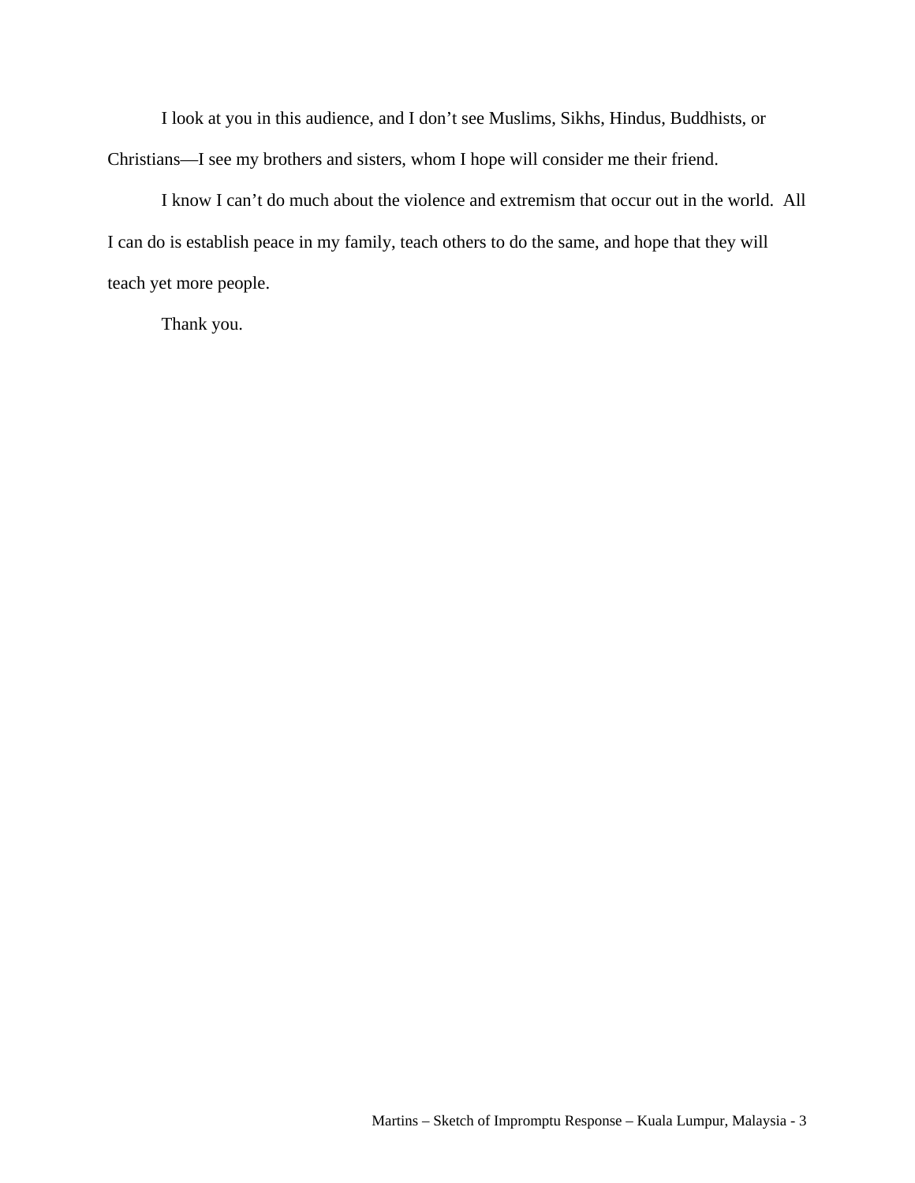I look at you in this audience, and I don't see Muslims, Sikhs, Hindus, Buddhists, or Christians—I see my brothers and sisters, whom I hope will consider me their friend.

I know I can't do much about the violence and extremism that occur out in the world. All I can do is establish peace in my family, teach others to do the same, and hope that they will teach yet more people.

Thank you.